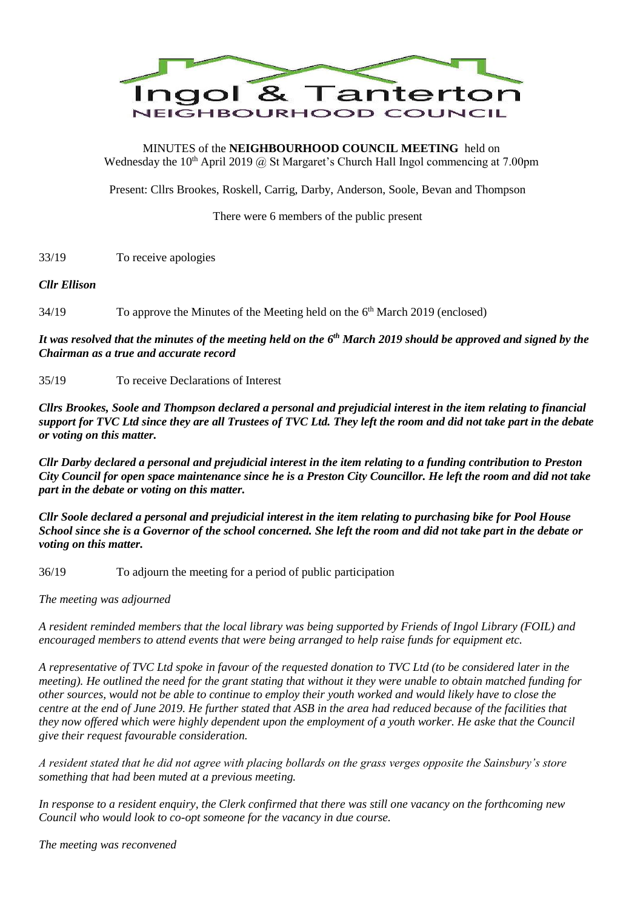# Ingol & Tanterton NEIGHBOURHOOD COUNCIL

MINUTES of the **NEIGHBOURHOOD COUNCIL MEETING** held on Wednesday the 10th April 2019 @ St Margaret's Church Hall Ingol commencing at 7.00pm

Present: Cllrs Brookes, Roskell, Carrig, Darby, Anderson, Soole, Bevan and Thompson

There were 6 members of the public present

33/19 To receive apologies

***Cllr Ellison***

34/19 To approve the Minutes of the Meeting held on the 6th March 2019 (enclosed)

***It was resolved that the minutes of the meeting held on the 6th March 2019 should be approved and signed by the Chairman as a true and accurate record***

35/19 To receive Declarations of Interest

***Cllrs Brookes, Soole and Thompson declared a personal and prejudicial interest in the item relating to financial support for TVC Ltd since they are all Trustees of TVC Ltd. They left the room and did not take part in the debate or voting on this matter.***

***Cllr Darby declared a personal and prejudicial interest in the item relating to a funding contribution to Preston City Council for open space maintenance since he is a Preston City Councillor. He left the room and did not take part in the debate or voting on this matter.***

***Cllr Soole declared a personal and prejudicial interest in the item relating to purchasing bike for Pool House School since she is a Governor of the school concerned. She left the room and did not take part in the debate or voting on this matter.***

36/19 To adjourn the meeting for a period of public participation

*The meeting was adjourned*

*A resident reminded members that the local library was being supported by Friends of Ingol Library (FOIL) and encouraged members to attend events that were being arranged to help raise funds for equipment etc.*

*A representative of TVC Ltd spoke in favour of the requested donation to TVC Ltd (to be considered later in the meeting). He outlined the need for the grant stating that without it they were unable to obtain matched funding for other sources, would not be able to continue to employ their youth worked and would likely have to close the centre at the end of June 2019. He further stated that ASB in the area had reduced because of the facilities that they now offered which were highly dependent upon the employment of a youth worker. He aske that the Council give their request favourable consideration.*

*A resident stated that he did not agree with placing bollards on the grass verges opposite the Sainsbury's store something that had been muted at a previous meeting.*

*In response to a resident enquiry, the Clerk confirmed that there was still one vacancy on the forthcoming new Council who would look to co-opt someone for the vacancy in due course.*

*The meeting was reconvened*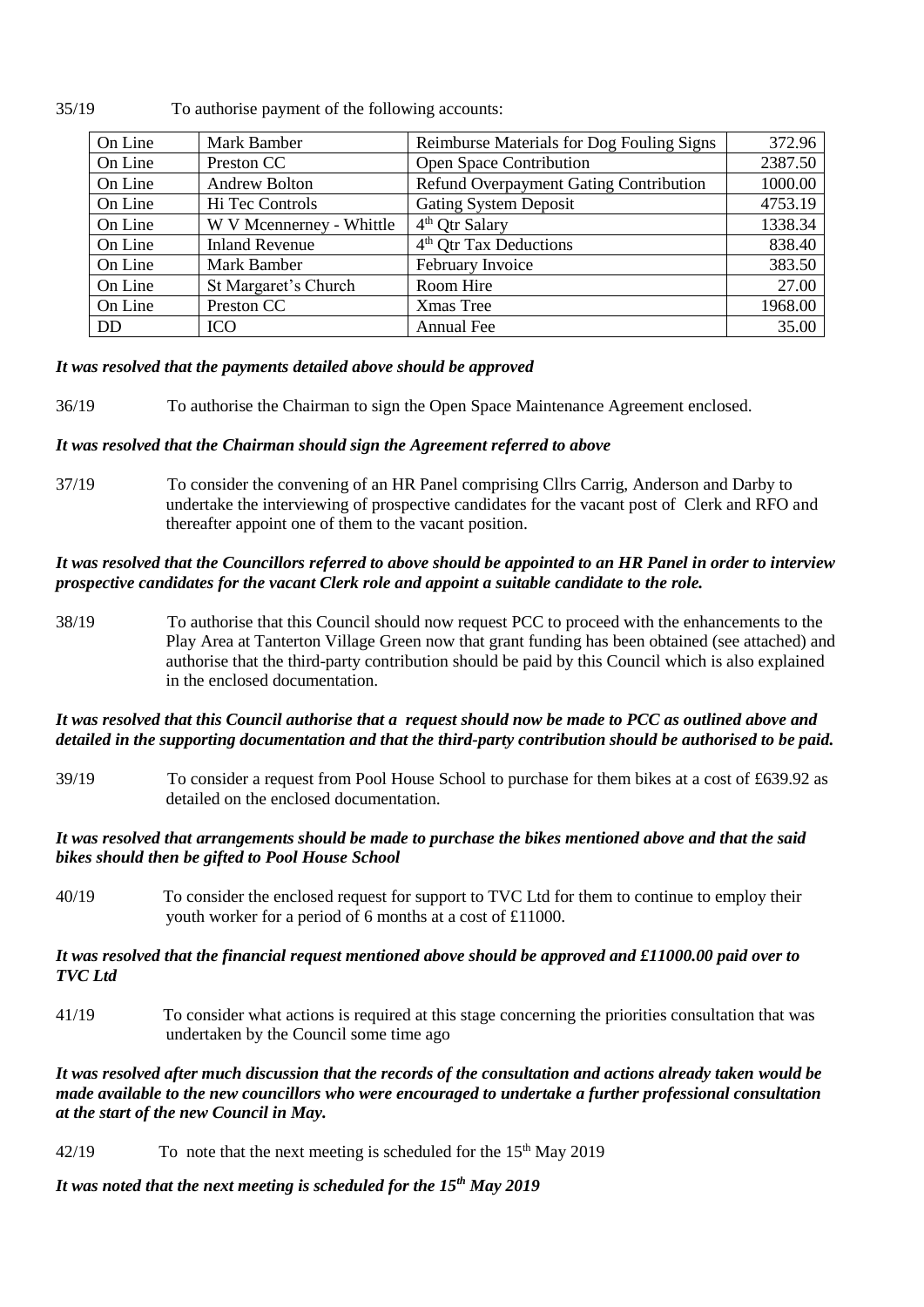35/19 To authorise payment of the following accounts:

| | | | |
|---|---|---|---|
| On Line | Mark Bamber | Reimburse Materials for Dog Fouling Signs | 372.96 |
| On Line | Preston CC | Open Space Contribution | 2387.50 |
| On Line | Andrew Bolton | Refund Overpayment Gating Contribution | 1000.00 |
| On Line | Hi Tec Controls | Gating System Deposit | 4753.19 |
| On Line | W V Mcennerney - Whittle | 4th Qtr Salary | 1338.34 |
| On Line | Inland Revenue | 4th Qtr Tax Deductions | 838.40 |
| On Line | Mark Bamber | February Invoice | 383.50 |
| On Line | St Margaret's Church | Room Hire | 27.00 |
| On Line | Preston CC | Xmas Tree | 1968.00 |
| DD | ICO | Annual Fee | 35.00 |

***It was resolved that the payments detailed above should be approved***

36/19 To authorise the Chairman to sign the Open Space Maintenance Agreement enclosed.

***It was resolved that the Chairman should sign the Agreement referred to above***

37/19 To consider the convening of an HR Panel comprising Cllrs Carrig, Anderson and Darby to undertake the interviewing of prospective candidates for the vacant post of Clerk and RFO and thereafter appoint one of them to the vacant position.

***It was resolved that the Councillors referred to above should be appointed to an HR Panel in order to interview prospective candidates for the vacant Clerk role and appoint a suitable candidate to the role.***

38/19 To authorise that this Council should now request PCC to proceed with the enhancements to the Play Area at Tanterton Village Green now that grant funding has been obtained (see attached) and authorise that the third-party contribution should be paid by this Council which is also explained in the enclosed documentation.

***It was resolved that this Council authorise that a request should now be made to PCC as outlined above and detailed in the supporting documentation and that the third-party contribution should be authorised to be paid.***

39/19 To consider a request from Pool House School to purchase for them bikes at a cost of £639.92 as detailed on the enclosed documentation.

***It was resolved that arrangements should be made to purchase the bikes mentioned above and that the said bikes should then be gifted to Pool House School***

40/19 To consider the enclosed request for support to TVC Ltd for them to continue to employ their youth worker for a period of 6 months at a cost of £11000.

***It was resolved that the financial request mentioned above should be approved and £11000.00 paid over to TVC Ltd***

41/19 To consider what actions is required at this stage concerning the priorities consultation that was undertaken by the Council some time ago

***It was resolved after much discussion that the records of the consultation and actions already taken would be made available to the new councillors who were encouraged to undertake a further professional consultation at the start of the new Council in May.***

42/19 To note that the next meeting is scheduled for the 15th May 2019

***It was noted that the next meeting is scheduled for the 15th May 2019***